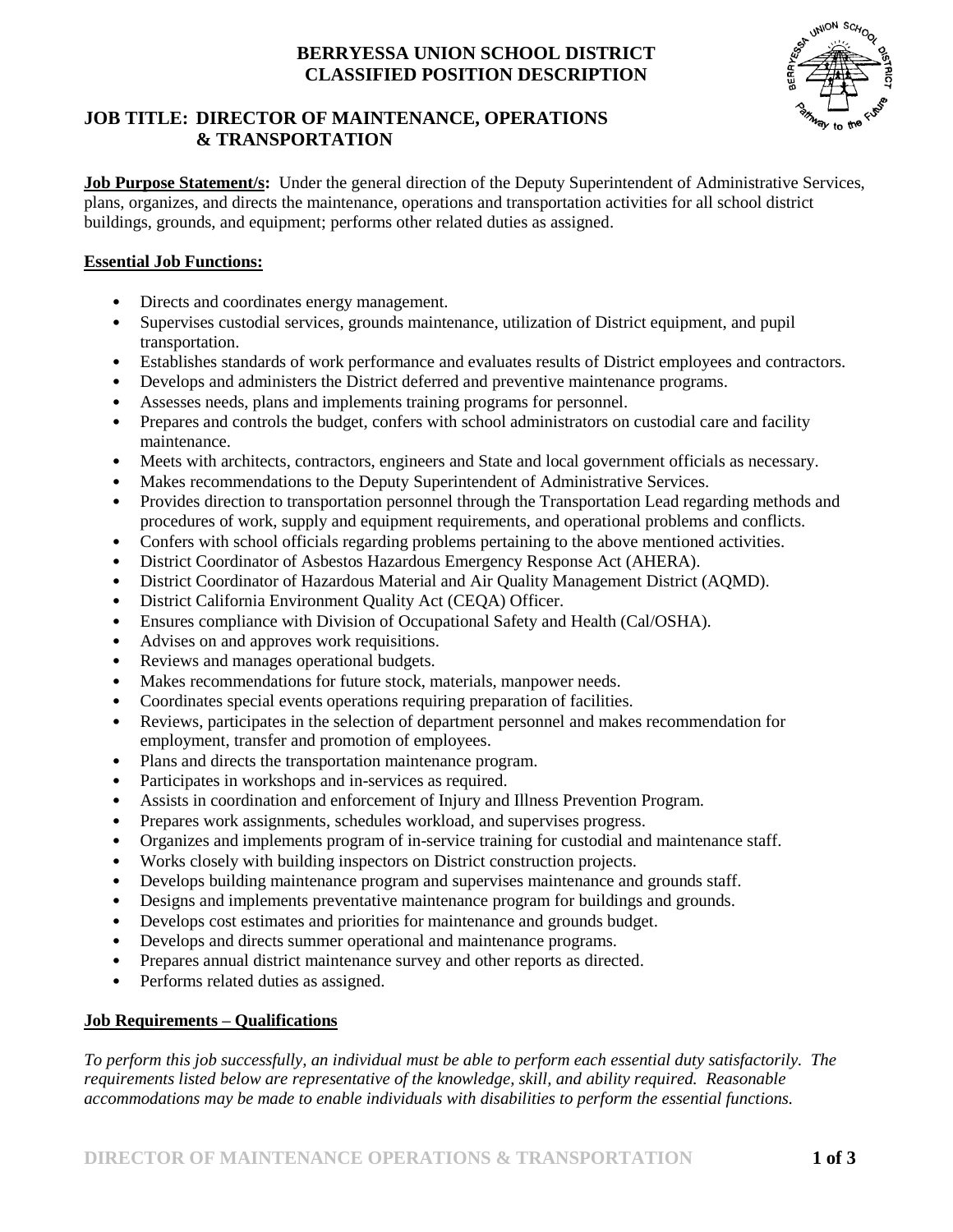**BERRYESSA UNION SCHOOL DISTRICT**
**CLASSIFIED POSITION DESCRIPTION**

# JOB TITLE: DIRECTOR OF MAINTENANCE, OPERATIONS & TRANSPORTATION

**Job Purpose Statement/s:** Under the general direction of the Deputy Superintendent of Administrative Services, plans, organizes, and directs the maintenance, operations and transportation activities for all school district buildings, grounds, and equipment; performs other related duties as assigned.

## Essential Job Functions:

- Directs and coordinates energy management.
- Supervises custodial services, grounds maintenance, utilization of District equipment, and pupil transportation.
- Establishes standards of work performance and evaluates results of District employees and contractors.
- Develops and administers the District deferred and preventive maintenance programs.
- Assesses needs, plans and implements training programs for personnel.
- Prepares and controls the budget, confers with school administrators on custodial care and facility maintenance.
- Meets with architects, contractors, engineers and State and local government officials as necessary.
- Makes recommendations to the Deputy Superintendent of Administrative Services.
- Provides direction to transportation personnel through the Transportation Lead regarding methods and procedures of work, supply and equipment requirements, and operational problems and conflicts.
- Confers with school officials regarding problems pertaining to the above mentioned activities.
- District Coordinator of Asbestos Hazardous Emergency Response Act (AHERA).
- District Coordinator of Hazardous Material and Air Quality Management District (AQMD).
- District California Environment Quality Act (CEQA) Officer.
- Ensures compliance with Division of Occupational Safety and Health (Cal/OSHA).
- Advises on and approves work requisitions.
- Reviews and manages operational budgets.
- Makes recommendations for future stock, materials, manpower needs.
- Coordinates special events operations requiring preparation of facilities.
- Reviews, participates in the selection of department personnel and makes recommendation for employment, transfer and promotion of employees.
- Plans and directs the transportation maintenance program.
- Participates in workshops and in-services as required.
- Assists in coordination and enforcement of Injury and Illness Prevention Program.
- Prepares work assignments, schedules workload, and supervises progress.
- Organizes and implements program of in-service training for custodial and maintenance staff.
- Works closely with building inspectors on District construction projects.
- Develops building maintenance program and supervises maintenance and grounds staff.
- Designs and implements preventative maintenance program for buildings and grounds.
- Develops cost estimates and priorities for maintenance and grounds budget.
- Develops and directs summer operational and maintenance programs.
- Prepares annual district maintenance survey and other reports as directed.
- Performs related duties as assigned.

## Job Requirements – Qualifications

*To perform this job successfully, an individual must be able to perform each essential duty satisfactorily. The requirements listed below are representative of the knowledge, skill, and ability required. Reasonable accommodations may be made to enable individuals with disabilities to perform the essential functions.*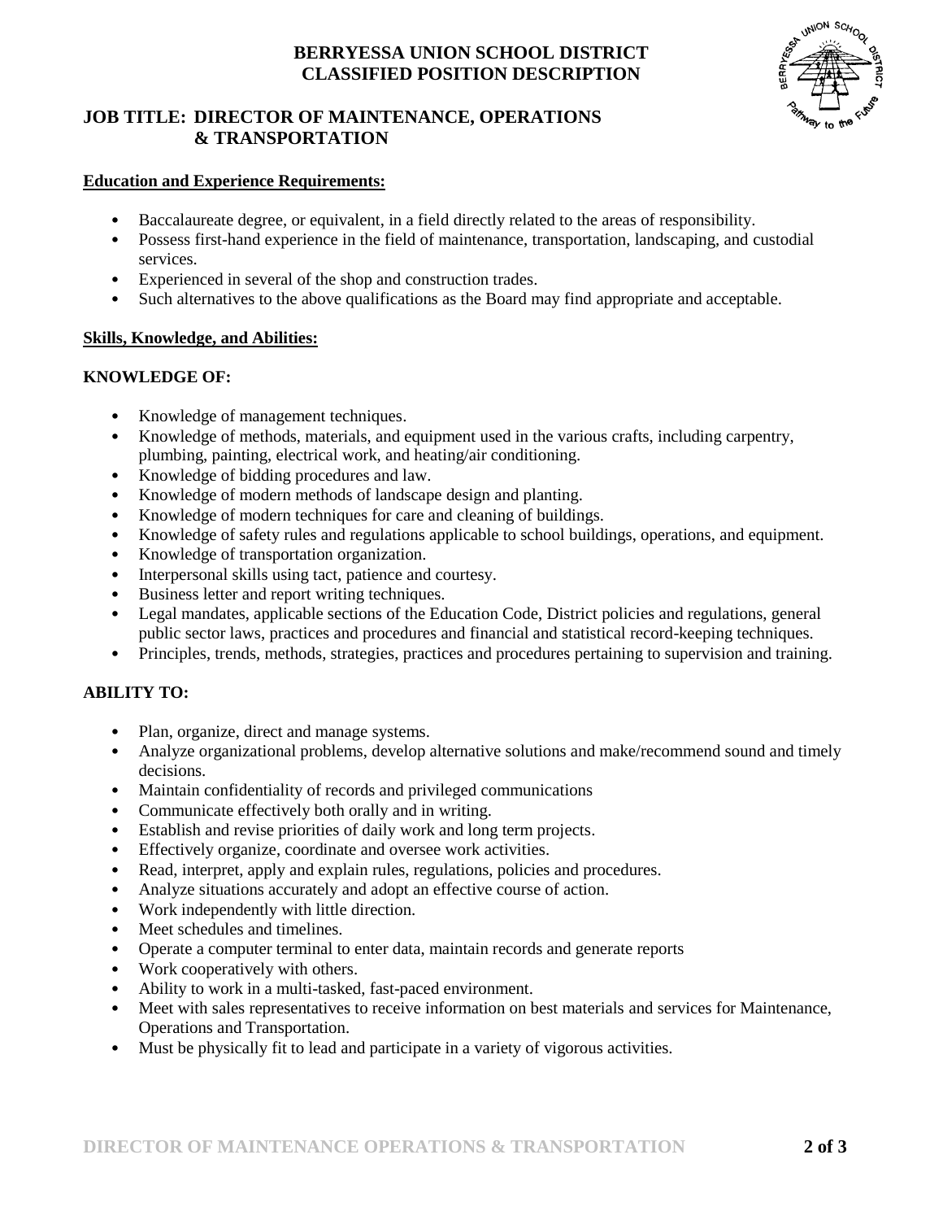# BERRYESSA UNION SCHOOL DISTRICT
# CLASSIFIED POSITION DESCRIPTION

## JOB TITLE: DIRECTOR OF MAINTENANCE, OPERATIONS & TRANSPORTATION

**Education and Experience Requirements:**

- Baccalaureate degree, or equivalent, in a field directly related to the areas of responsibility.
- Possess first-hand experience in the field of maintenance, transportation, landscaping, and custodial services.
- Experienced in several of the shop and construction trades.
- Such alternatives to the above qualifications as the Board may find appropriate and acceptable.

**Skills, Knowledge, and Abilities:**

### KNOWLEDGE OF:

- Knowledge of management techniques.
- Knowledge of methods, materials, and equipment used in the various crafts, including carpentry, plumbing, painting, electrical work, and heating/air conditioning.
- Knowledge of bidding procedures and law.
- Knowledge of modern methods of landscape design and planting.
- Knowledge of modern techniques for care and cleaning of buildings.
- Knowledge of safety rules and regulations applicable to school buildings, operations, and equipment.
- Knowledge of transportation organization.
- Interpersonal skills using tact, patience and courtesy.
- Business letter and report writing techniques.
- Legal mandates, applicable sections of the Education Code, District policies and regulations, general public sector laws, practices and procedures and financial and statistical record-keeping techniques.
- Principles, trends, methods, strategies, practices and procedures pertaining to supervision and training.

### ABILITY TO:

- Plan, organize, direct and manage systems.
- Analyze organizational problems, develop alternative solutions and make/recommend sound and timely decisions.
- Maintain confidentiality of records and privileged communications
- Communicate effectively both orally and in writing.
- Establish and revise priorities of daily work and long term projects.
- Effectively organize, coordinate and oversee work activities.
- Read, interpret, apply and explain rules, regulations, policies and procedures.
- Analyze situations accurately and adopt an effective course of action.
- Work independently with little direction.
- Meet schedules and timelines.
- Operate a computer terminal to enter data, maintain records and generate reports
- Work cooperatively with others.
- Ability to work in a multi-tasked, fast-paced environment.
- Meet with sales representatives to receive information on best materials and services for Maintenance, Operations and Transportation.
- Must be physically fit to lead and participate in a variety of vigorous activities.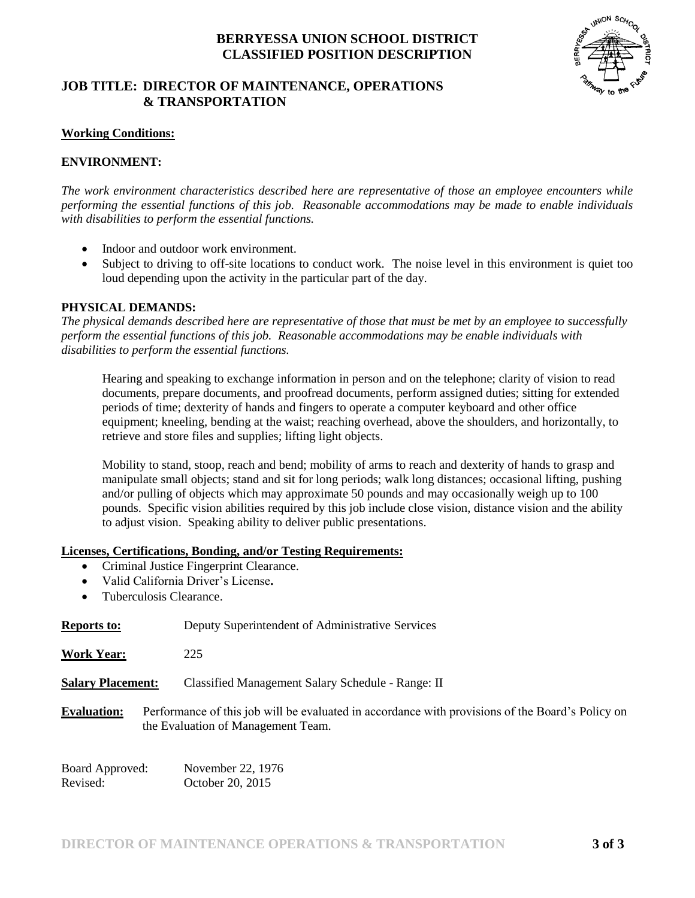**BERRYESSA UNION SCHOOL DISTRICT**
**CLASSIFIED POSITION DESCRIPTION**

## JOB TITLE: DIRECTOR OF MAINTENANCE, OPERATIONS & TRANSPORTATION

**Working Conditions:**

### ENVIRONMENT:

*The work environment characteristics described here are representative of those an employee encounters while performing the essential functions of this job. Reasonable accommodations may be made to enable individuals with disabilities to perform the essential functions.*

- Indoor and outdoor work environment.
- Subject to driving to off-site locations to conduct work. The noise level in this environment is quiet too loud depending upon the activity in the particular part of the day.

### PHYSICAL DEMANDS:

*The physical demands described here are representative of those that must be met by an employee to successfully perform the essential functions of this job. Reasonable accommodations may be enable individuals with disabilities to perform the essential functions.*

Hearing and speaking to exchange information in person and on the telephone; clarity of vision to read documents, prepare documents, and proofread documents, perform assigned duties; sitting for extended periods of time; dexterity of hands and fingers to operate a computer keyboard and other office equipment; kneeling, bending at the waist; reaching overhead, above the shoulders, and horizontally, to retrieve and store files and supplies; lifting light objects.

Mobility to stand, stoop, reach and bend; mobility of arms to reach and dexterity of hands to grasp and manipulate small objects; stand and sit for long periods; walk long distances; occasional lifting, pushing and/or pulling of objects which may approximate 50 pounds and may occasionally weigh up to 100 pounds. Specific vision abilities required by this job include close vision, distance vision and the ability to adjust vision. Speaking ability to deliver public presentations.

**Licenses, Certifications, Bonding, and/or Testing Requirements:**

- Criminal Justice Fingerprint Clearance.
- Valid California Driver's License.
- Tuberculosis Clearance.

**Reports to:** Deputy Superintendent of Administrative Services

**Work Year:** 225

**Salary Placement:** Classified Management Salary Schedule - Range: II

**Evaluation:** Performance of this job will be evaluated in accordance with provisions of the Board's Policy on the Evaluation of Management Team.

Board Approved: November 22, 1976
Revised: October 20, 2015